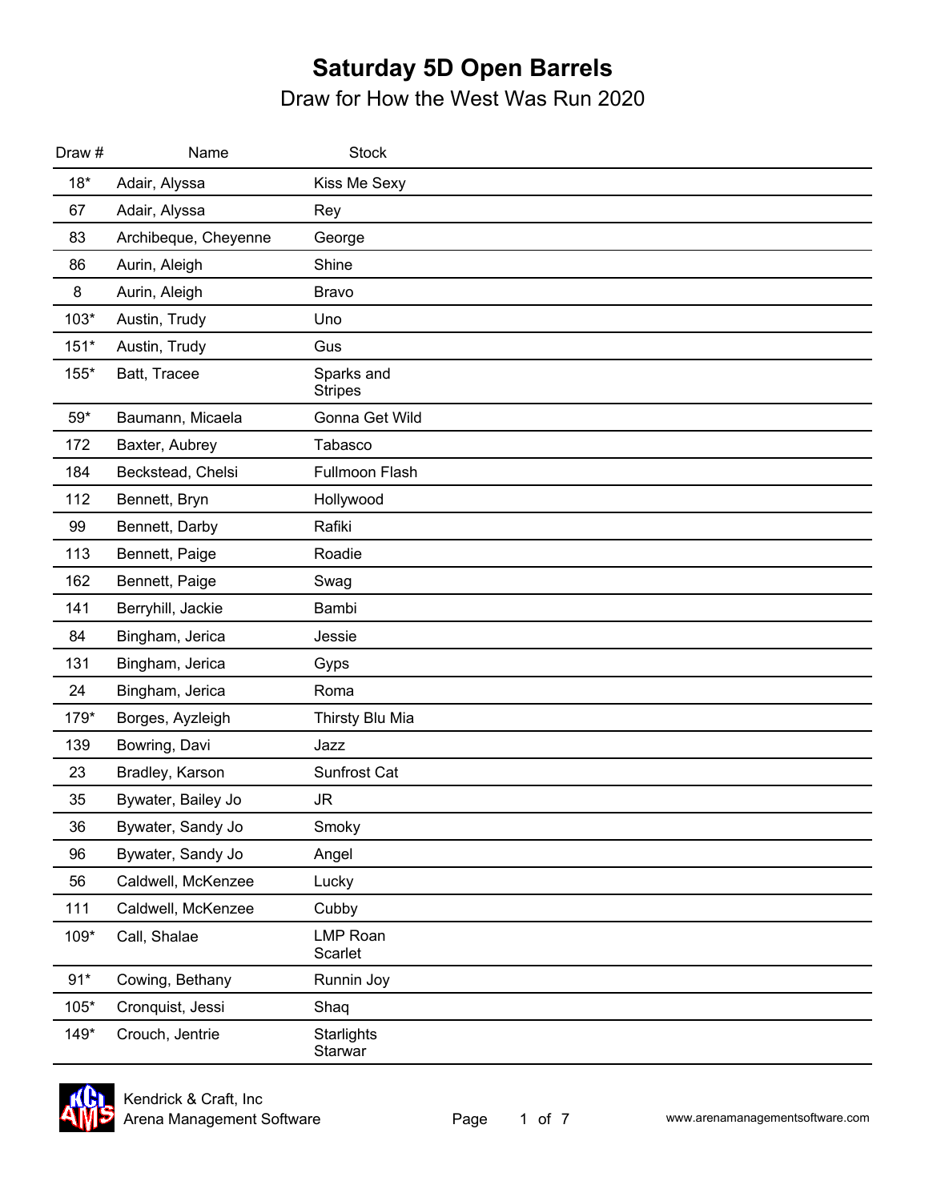# Saturday 5D Open Barrels

## Draw for How the West Was Run 2020

| Draw # | Name | Stock |
|---|---|---|
| 18* | Adair, Alyssa | Kiss Me Sexy |
| 67 | Adair, Alyssa | Rey |
| 83 | Archibeque, Cheyenne | George |
| 86 | Aurin, Aleigh | Shine |
| 8 | Aurin, Aleigh | Bravo |
| 103* | Austin, Trudy | Uno |
| 151* | Austin, Trudy | Gus |
| 155* | Batt, Tracee | Sparks and Stripes |
| 59* | Baumann, Micaela | Gonna Get Wild |
| 172 | Baxter, Aubrey | Tabasco |
| 184 | Beckstead, Chelsi | Fullmoon Flash |
| 112 | Bennett, Bryn | Hollywood |
| 99 | Bennett, Darby | Rafiki |
| 113 | Bennett, Paige | Roadie |
| 162 | Bennett, Paige | Swag |
| 141 | Berryhill, Jackie | Bambi |
| 84 | Bingham, Jerica | Jessie |
| 131 | Bingham, Jerica | Gyps |
| 24 | Bingham, Jerica | Roma |
| 179* | Borges, Ayzleigh | Thirsty Blu Mia |
| 139 | Bowring, Davi | Jazz |
| 23 | Bradley, Karson | Sunfrost Cat |
| 35 | Bywater, Bailey Jo | JR |
| 36 | Bywater, Sandy Jo | Smoky |
| 96 | Bywater, Sandy Jo | Angel |
| 56 | Caldwell, McKenzee | Lucky |
| 111 | Caldwell, McKenzee | Cubby |
| 109* | Call, Shalae | LMP Roan Scarlet |
| 91* | Cowing, Bethany | Runnin Joy |
| 105* | Cronquist, Jessi | Shaq |
| 149* | Crouch, Jentrie | Starlights Starwar |

Kendrick & Craft, Inc
Arena Management Software

www.arenamanagementsoftware.com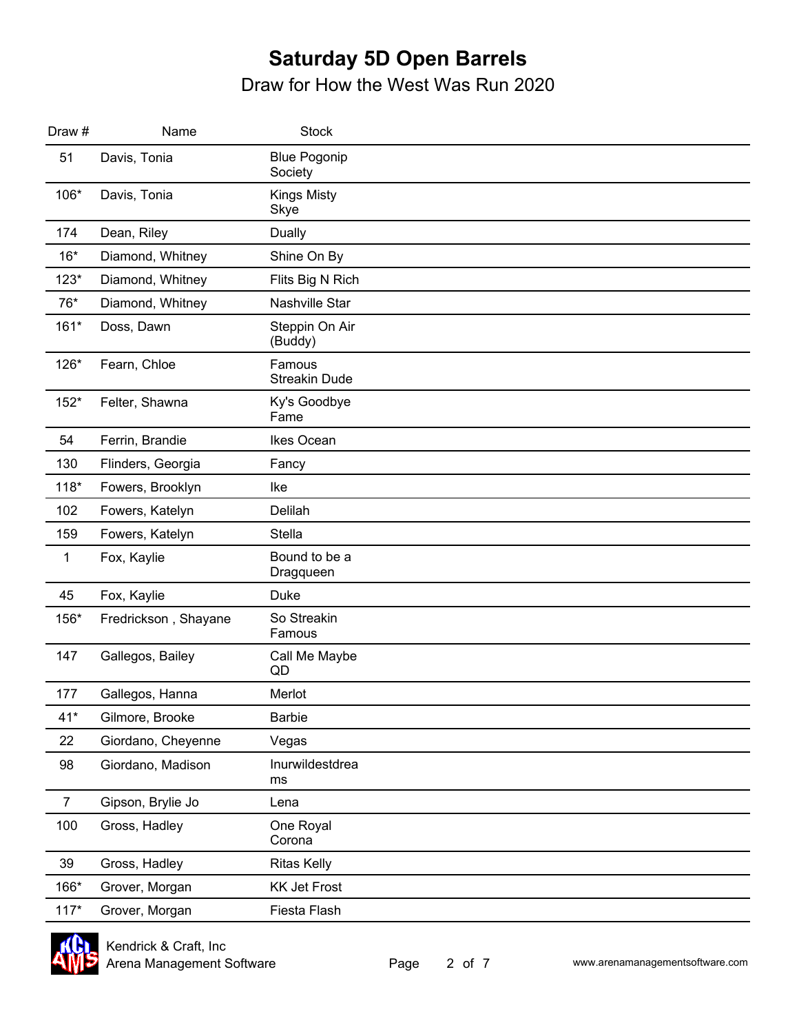# Saturday 5D Open Barrels

Draw for How the West Was Run 2020

| Draw # | Name | Stock |
| --- | --- | --- |
| 51 | Davis, Tonia | Blue Pogonip Society |
| 106* | Davis, Tonia | Kings Misty Skye |
| 174 | Dean, Riley | Dually |
| 16* | Diamond, Whitney | Shine On By |
| 123* | Diamond, Whitney | Flits Big N Rich |
| 76* | Diamond, Whitney | Nashville Star |
| 161* | Doss, Dawn | Steppin On Air (Buddy) |
| 126* | Fearn, Chloe | Famous Streakin Dude |
| 152* | Felter, Shawna | Ky's Goodbye Fame |
| 54 | Ferrin, Brandie | Ikes Ocean |
| 130 | Flinders, Georgia | Fancy |
| 118* | Fowers, Brooklyn | Ike |
| 102 | Fowers, Katelyn | Delilah |
| 159 | Fowers, Katelyn | Stella |
| 1 | Fox, Kaylie | Bound to be a Dragqueen |
| 45 | Fox, Kaylie | Duke |
| 156* | Fredrickson , Shayane | So Streakin Famous |
| 147 | Gallegos, Bailey | Call Me Maybe QD |
| 177 | Gallegos, Hanna | Merlot |
| 41* | Gilmore, Brooke | Barbie |
| 22 | Giordano, Cheyenne | Vegas |
| 98 | Giordano, Madison | Inurwildestdreams |
| 7 | Gipson, Brylie Jo | Lena |
| 100 | Gross, Hadley | One Royal Corona |
| 39 | Gross, Hadley | Ritas Kelly |
| 166* | Grover, Morgan | KK Jet Frost |
| 117* | Grover, Morgan | Fiesta Flash |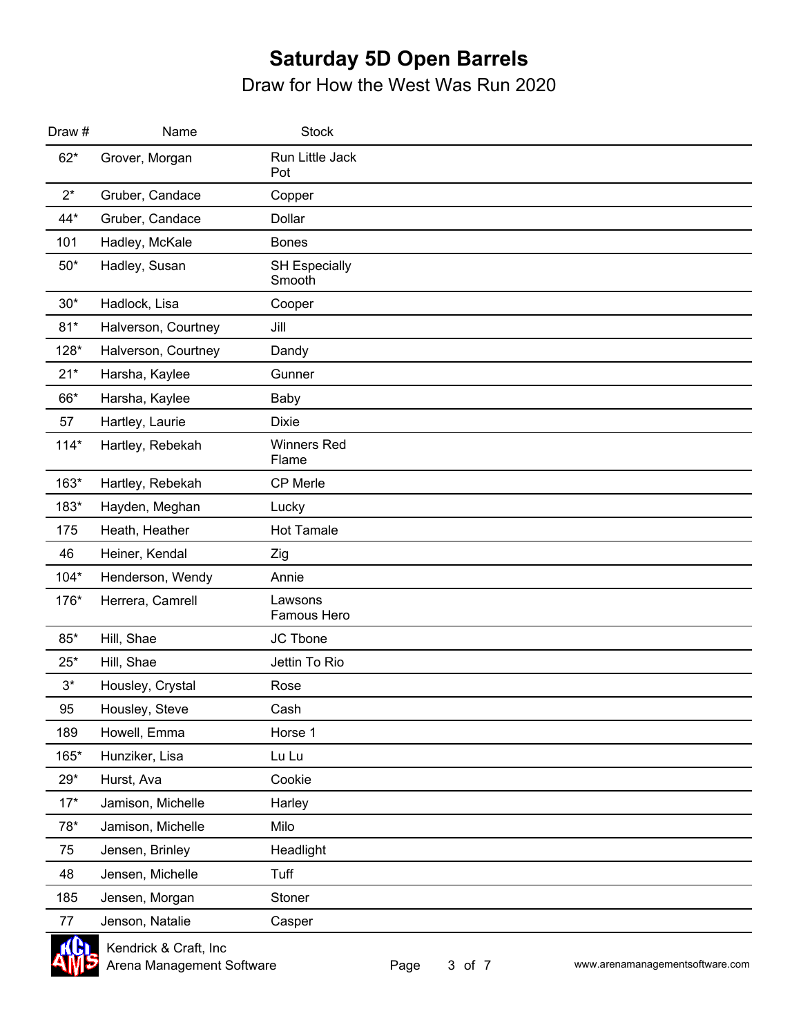# Saturday 5D Open Barrels

Draw for How the West Was Run 2020

| Draw # | Name | Stock |
|---|---|---|
| 62* | Grover, Morgan | Run Little Jack Pot |
| 2* | Gruber, Candace | Copper |
| 44* | Gruber, Candace | Dollar |
| 101 | Hadley, McKale | Bones |
| 50* | Hadley, Susan | SH Especially Smooth |
| 30* | Hadlock, Lisa | Cooper |
| 81* | Halverson, Courtney | Jill |
| 128* | Halverson, Courtney | Dandy |
| 21* | Harsha, Kaylee | Gunner |
| 66* | Harsha, Kaylee | Baby |
| 57 | Hartley, Laurie | Dixie |
| 114* | Hartley, Rebekah | Winners Red Flame |
| 163* | Hartley, Rebekah | CP Merle |
| 183* | Hayden, Meghan | Lucky |
| 175 | Heath, Heather | Hot Tamale |
| 46 | Heiner, Kendal | Zig |
| 104* | Henderson, Wendy | Annie |
| 176* | Herrera, Camrell | Lawsons Famous Hero |
| 85* | Hill, Shae | JC Tbone |
| 25* | Hill, Shae | Jettin To Rio |
| 3* | Housley, Crystal | Rose |
| 95 | Housley, Steve | Cash |
| 189 | Howell, Emma | Horse 1 |
| 165* | Hunziker, Lisa | Lu Lu |
| 29* | Hurst, Ava | Cookie |
| 17* | Jamison, Michelle | Harley |
| 78* | Jamison, Michelle | Milo |
| 75 | Jensen, Brinley | Headlight |
| 48 | Jensen, Michelle | Tuff |
| 185 | Jensen, Morgan | Stoner |
| 77 | Jenson, Natalie | Casper |

Kendrick & Craft, Inc
Arena Management Software
www.arenamanagementsoftware.com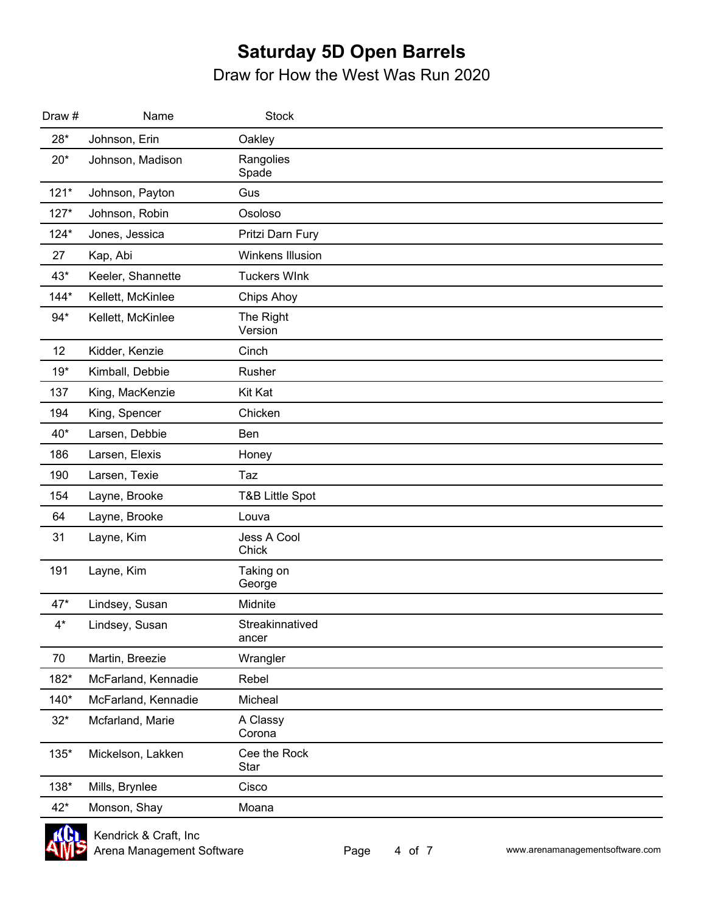# Saturday 5D Open Barrels

## Draw for How the West Was Run 2020

| Draw # | Name | Stock |
|---|---|---|
| 28* | Johnson, Erin | Oakley |
| 20* | Johnson, Madison | Rangolies Spade |
| 121* | Johnson, Payton | Gus |
| 127* | Johnson, Robin | Osoloso |
| 124* | Jones, Jessica | Pritzi Darn Fury |
| 27 | Kap, Abi | Winkens Illusion |
| 43* | Keeler, Shannette | Tuckers WInk |
| 144* | Kellett, McKinlee | Chips Ahoy |
| 94* | Kellett, McKinlee | The Right Version |
| 12 | Kidder, Kenzie | Cinch |
| 19* | Kimball, Debbie | Rusher |
| 137 | King, MacKenzie | Kit Kat |
| 194 | King, Spencer | Chicken |
| 40* | Larsen, Debbie | Ben |
| 186 | Larsen, Elexis | Honey |
| 190 | Larsen, Texie | Taz |
| 154 | Layne, Brooke | T&B Little Spot |
| 64 | Layne, Brooke | Louva |
| 31 | Layne, Kim | Jess A Cool Chick |
| 191 | Layne, Kim | Taking on George |
| 47* | Lindsey, Susan | Midnite |
| 4* | Lindsey, Susan | Streakinnatived ancer |
| 70 | Martin, Breezie | Wrangler |
| 182* | McFarland, Kennadie | Rebel |
| 140* | McFarland, Kennadie | Micheal |
| 32* | Mcfarland, Marie | A Classy Corona |
| 135* | Mickelson, Lakken | Cee the Rock Star |
| 138* | Mills, Brynlee | Cisco |
| 42* | Monson, Shay | Moana |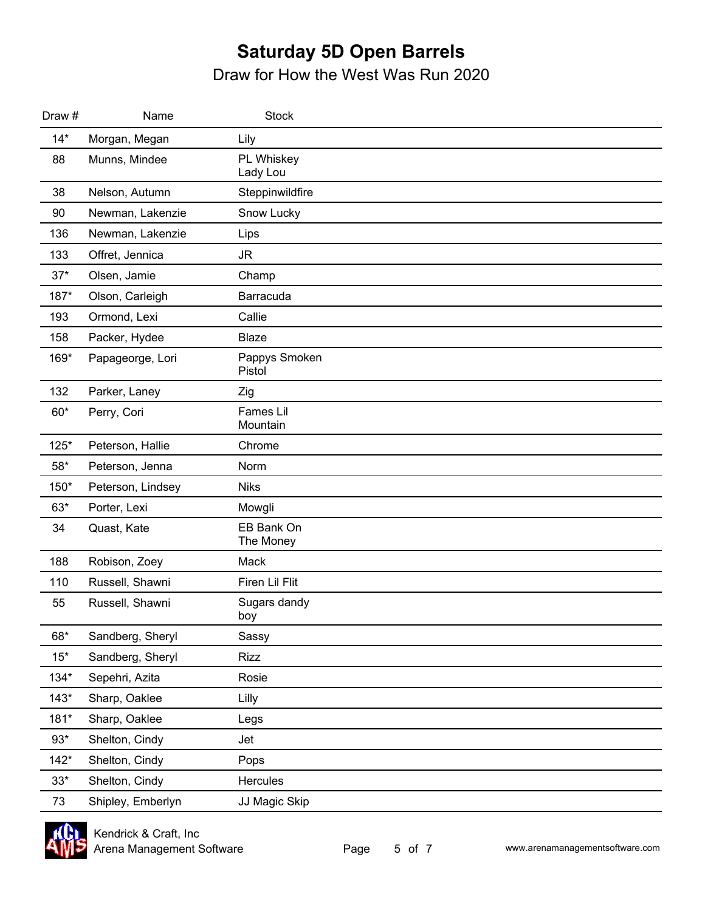# Saturday 5D Open Barrels

Draw for How the West Was Run 2020

| Draw # | Name | Stock |
| --- | --- | --- |
| 14* | Morgan, Megan | Lily |
| 88 | Munns, Mindee | PL Whiskey Lady Lou |
| 38 | Nelson, Autumn | Steppinwildfire |
| 90 | Newman, Lakenzie | Snow Lucky |
| 136 | Newman, Lakenzie | Lips |
| 133 | Offret, Jennica | JR |
| 37* | Olsen, Jamie | Champ |
| 187* | Olson, Carleigh | Barracuda |
| 193 | Ormond, Lexi | Callie |
| 158 | Packer, Hydee | Blaze |
| 169* | Papageorge, Lori | Pappys Smoken Pistol |
| 132 | Parker, Laney | Zig |
| 60* | Perry, Cori | Fames Lil Mountain |
| 125* | Peterson, Hallie | Chrome |
| 58* | Peterson, Jenna | Norm |
| 150* | Peterson, Lindsey | Niks |
| 63* | Porter, Lexi | Mowgli |
| 34 | Quast, Kate | EB Bank On The Money |
| 188 | Robison, Zoey | Mack |
| 110 | Russell, Shawni | Firen Lil Flit |
| 55 | Russell, Shawni | Sugars dandy boy |
| 68* | Sandberg, Sheryl | Sassy |
| 15* | Sandberg, Sheryl | Rizz |
| 134* | Sepehri, Azita | Rosie |
| 143* | Sharp, Oaklee | Lilly |
| 181* | Sharp, Oaklee | Legs |
| 93* | Shelton, Cindy | Jet |
| 142* | Shelton, Cindy | Pops |
| 33* | Shelton, Cindy | Hercules |
| 73 | Shipley, Emberlyn | JJ Magic Skip |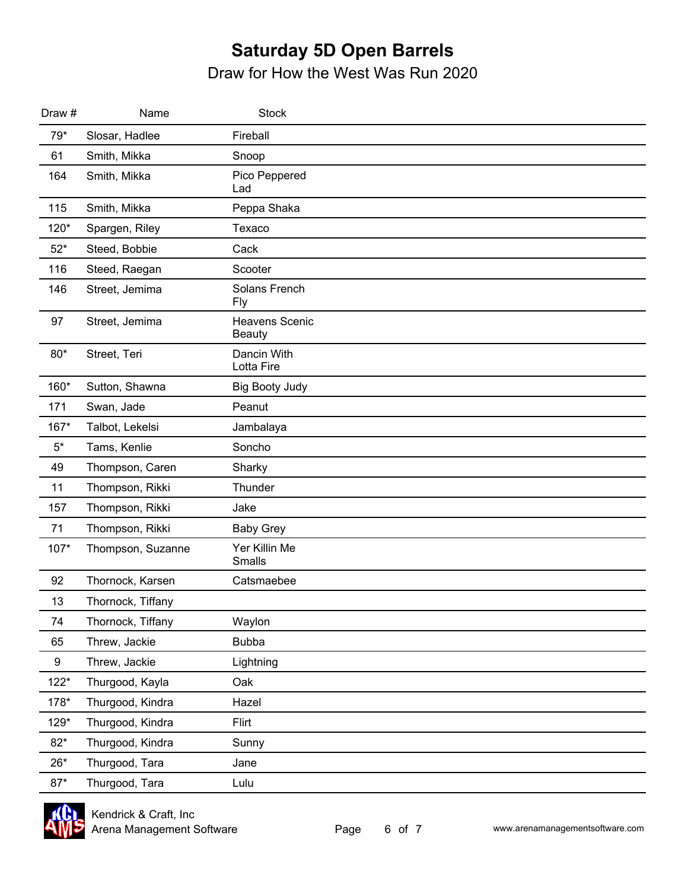# Saturday 5D Open Barrels

## Draw for How the West Was Run 2020

| Draw # | Name | Stock |
|---|---|---|
| 79* | Slosar, Hadlee | Fireball |
| 61 | Smith, Mikka | Snoop |
| 164 | Smith, Mikka | Pico Peppered Lad |
| 115 | Smith, Mikka | Peppa Shaka |
| 120* | Spargen, Riley | Texaco |
| 52* | Steed, Bobbie | Cack |
| 116 | Steed, Raegan | Scooter |
| 146 | Street, Jemima | Solans French Fly |
| 97 | Street, Jemima | Heavens Scenic Beauty |
| 80* | Street, Teri | Dancin With Lotta Fire |
| 160* | Sutton, Shawna | Big Booty Judy |
| 171 | Swan, Jade | Peanut |
| 167* | Talbot, Lekelsi | Jambalaya |
| 5* | Tams, Kenlie | Soncho |
| 49 | Thompson, Caren | Sharky |
| 11 | Thompson, Rikki | Thunder |
| 157 | Thompson, Rikki | Jake |
| 71 | Thompson, Rikki | Baby Grey |
| 107* | Thompson, Suzanne | Yer Killin Me Smalls |
| 92 | Thornock, Karsen | Catsmaebee |
| 13 | Thornock, Tiffany | |
| 74 | Thornock, Tiffany | Waylon |
| 65 | Threw, Jackie | Bubba |
| 9 | Threw, Jackie | Lightning |
| 122* | Thurgood, Kayla | Oak |
| 178* | Thurgood, Kindra | Hazel |
| 129* | Thurgood, Kindra | Flirt |
| 82* | Thurgood, Kindra | Sunny |
| 26* | Thurgood, Tara | Jane |
| 87* | Thurgood, Tara | Lulu |

Kendrick & Craft, Inc
Arena Management Software
www.arenamanagementsoftware.com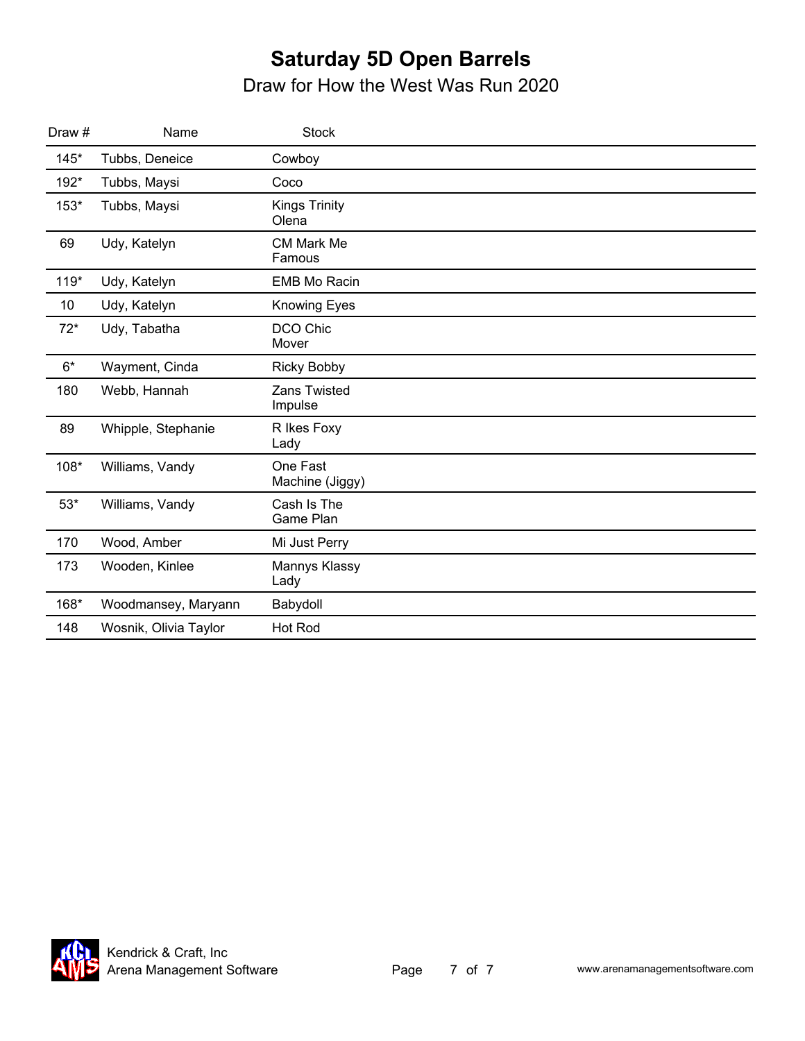# Saturday 5D Open Barrels

Draw for How the West Was Run 2020

| Draw # | Name | Stock |
| --- | --- | --- |
| 145* | Tubbs, Deneice | Cowboy |
| 192* | Tubbs, Maysi | Coco |
| 153* | Tubbs, Maysi | Kings Trinity Olena |
| 69 | Udy, Katelyn | CM Mark Me Famous |
| 119* | Udy, Katelyn | EMB Mo Racin |
| 10 | Udy, Katelyn | Knowing Eyes |
| 72* | Udy, Tabatha | DCO Chic Mover |
| 6* | Wayment, Cinda | Ricky Bobby |
| 180 | Webb, Hannah | Zans Twisted Impulse |
| 89 | Whipple, Stephanie | R Ikes Foxy Lady |
| 108* | Williams, Vandy | One Fast Machine (Jiggy) |
| 53* | Williams, Vandy | Cash Is The Game Plan |
| 170 | Wood, Amber | Mi Just Perry |
| 173 | Wooden, Kinlee | Mannys Klassy Lady |
| 168* | Woodmansey, Maryann | Babydoll |
| 148 | Wosnik, Olivia Taylor | Hot Rod |

Kendrick & Craft, Inc
Arena Management Software

www.arenamanagementsoftware.com